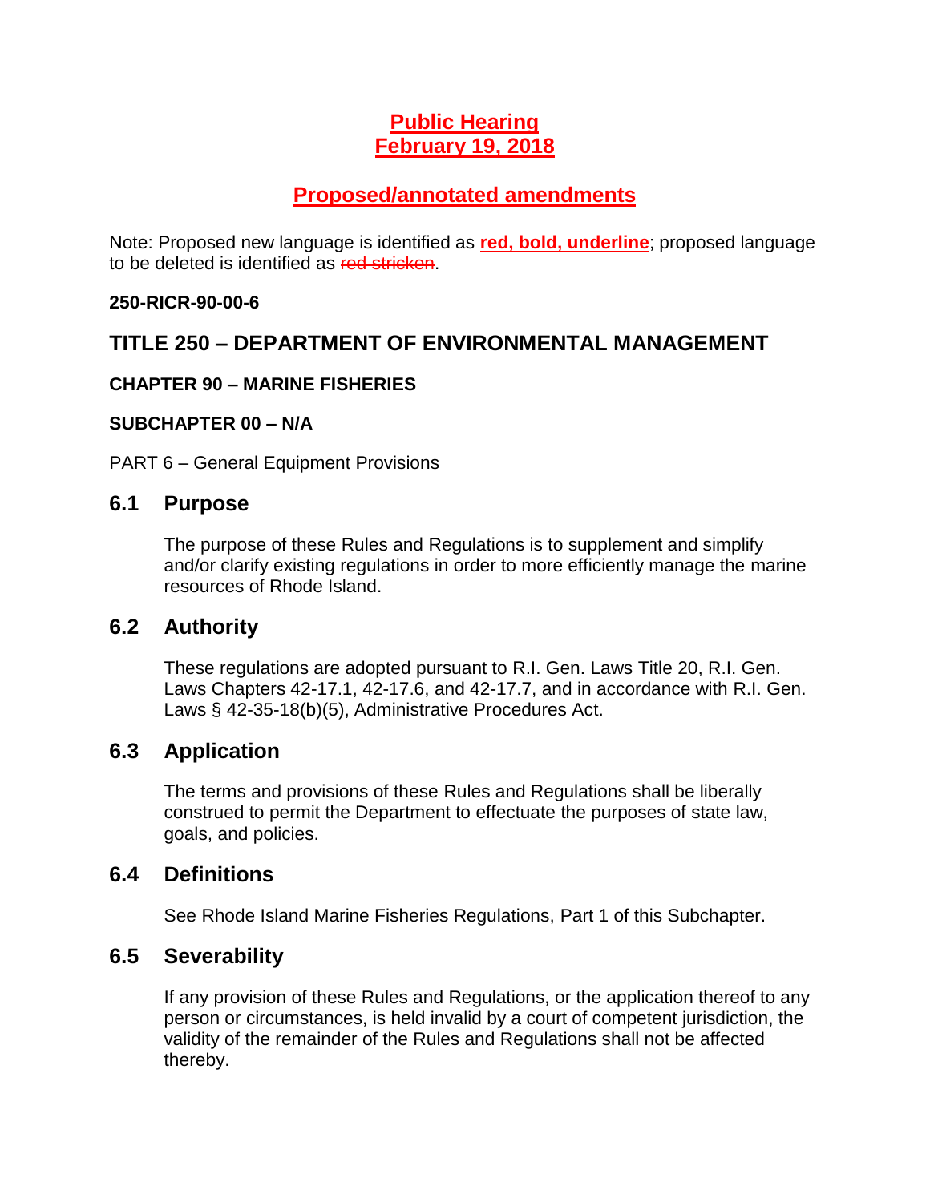**Public Hearing**
**February 19, 2018**

**Proposed/annotated amendments**

Note: Proposed new language is identified as **red, bold, underline**; proposed language to be deleted is identified as ~~red stricken~~.

**250-RICR-90-00-6**

## TITLE 250 – DEPARTMENT OF ENVIRONMENTAL MANAGEMENT

**CHAPTER 90 – MARINE FISHERIES**

**SUBCHAPTER 00 – N/A**

PART 6 – General Equipment Provisions

### 6.1 Purpose

The purpose of these Rules and Regulations is to supplement and simplify and/or clarify existing regulations in order to more efficiently manage the marine resources of Rhode Island.

### 6.2 Authority

These regulations are adopted pursuant to R.I. Gen. Laws Title 20, R.I. Gen. Laws Chapters 42-17.1, 42-17.6, and 42-17.7, and in accordance with R.I. Gen. Laws § 42-35-18(b)(5), Administrative Procedures Act.

### 6.3 Application

The terms and provisions of these Rules and Regulations shall be liberally construed to permit the Department to effectuate the purposes of state law, goals, and policies.

### 6.4 Definitions

See Rhode Island Marine Fisheries Regulations, Part 1 of this Subchapter.

### 6.5 Severability

If any provision of these Rules and Regulations, or the application thereof to any person or circumstances, is held invalid by a court of competent jurisdiction, the validity of the remainder of the Rules and Regulations shall not be affected thereby.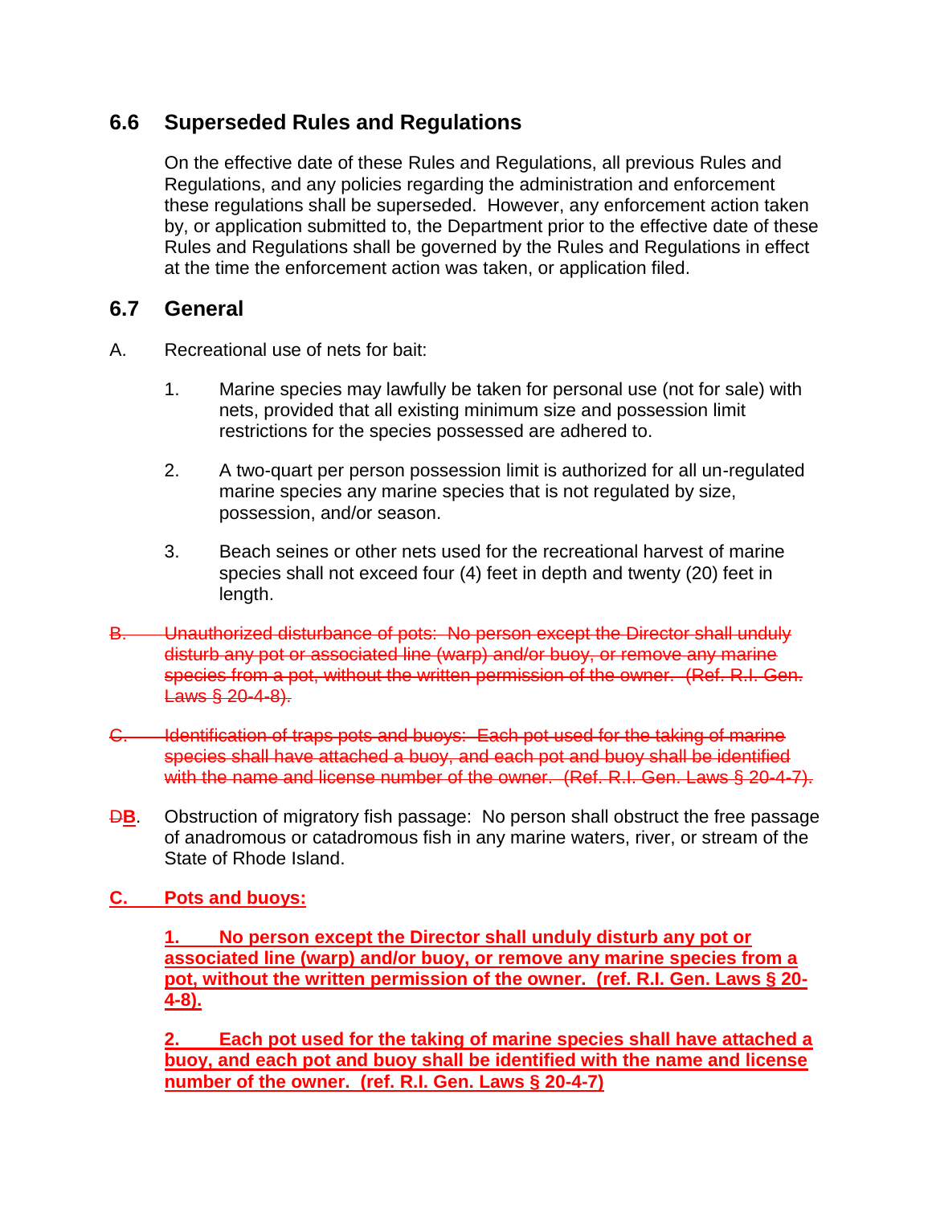## 6.6 Superseded Rules and Regulations

On the effective date of these Rules and Regulations, all previous Rules and Regulations, and any policies regarding the administration and enforcement these regulations shall be superseded. However, any enforcement action taken by, or application submitted to, the Department prior to the effective date of these Rules and Regulations shall be governed by the Rules and Regulations in effect at the time the enforcement action was taken, or application filed.

## 6.7 General

A. Recreational use of nets for bait:

1. Marine species may lawfully be taken for personal use (not for sale) with nets, provided that all existing minimum size and possession limit restrictions for the species possessed are adhered to.

2. A two-quart per person possession limit is authorized for all un-regulated marine species any marine species that is not regulated by size, possession, and/or season.

3. Beach seines or other nets used for the recreational harvest of marine species shall not exceed four (4) feet in depth and twenty (20) feet in length.

~~B. Unauthorized disturbance of pots: No person except the Director shall unduly disturb any pot or associated line (warp) and/or buoy, or remove any marine species from a pot, without the written permission of the owner. (Ref. R.I. Gen. Laws § 20-4-8).~~

~~C. Identification of traps pots and buoys: Each pot used for the taking of marine species shall have attached a buoy, and each pot and buoy shall be identified with the name and license number of the owner. (Ref. R.I. Gen. Laws § 20-4-7).~~

~~D~~**B**. Obstruction of migratory fish passage: No person shall obstruct the free passage of anadromous or catadromous fish in any marine waters, river, or stream of the State of Rhode Island.

**C. Pots and buoys:**

**1. No person except the Director shall unduly disturb any pot or associated line (warp) and/or buoy, or remove any marine species from a pot, without the written permission of the owner. (ref. R.I. Gen. Laws § 20-4-8).**

**2. Each pot used for the taking of marine species shall have attached a buoy, and each pot and buoy shall be identified with the name and license number of the owner. (ref. R.I. Gen. Laws § 20-4-7)**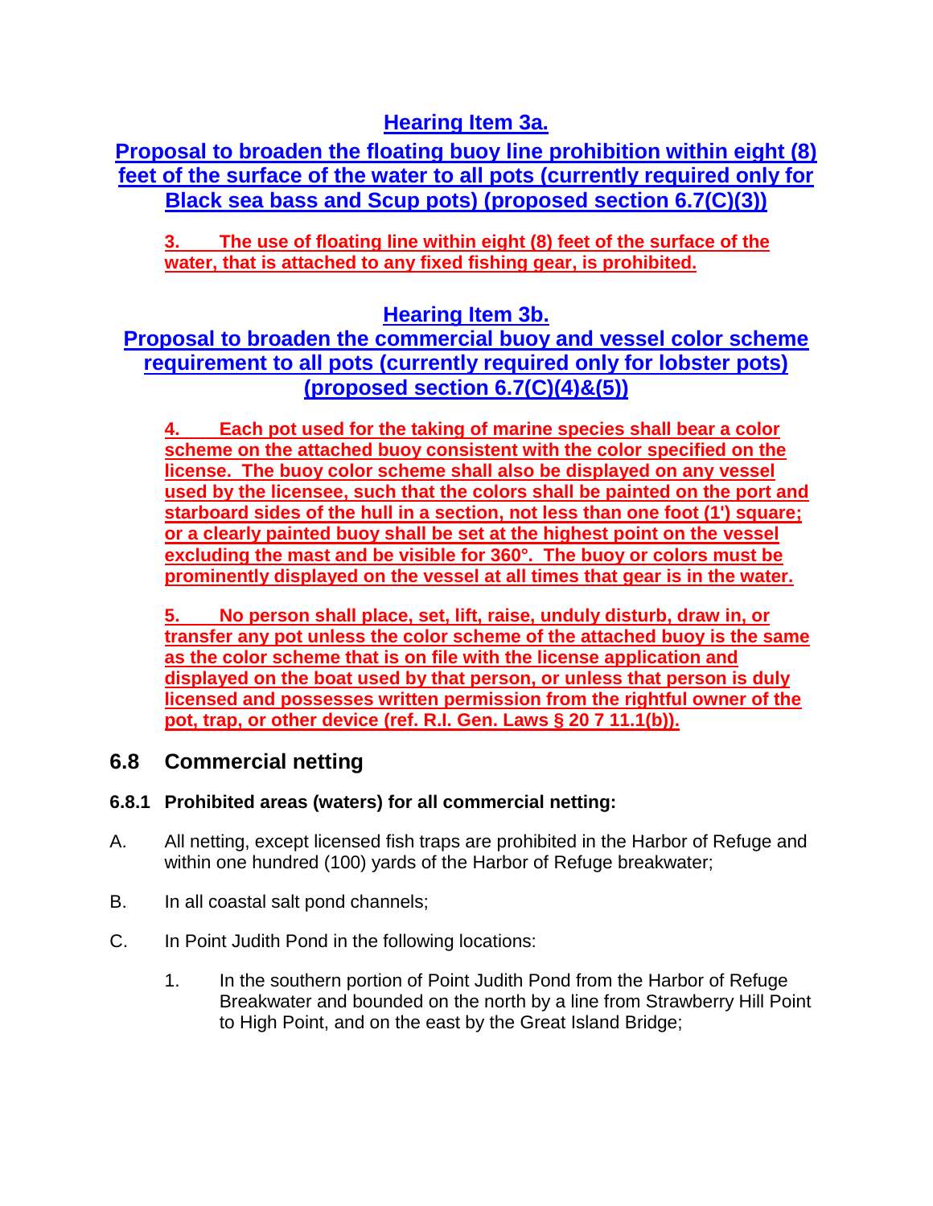## Hearing Item 3a.

## Proposal to broaden the floating buoy line prohibition within eight (8) feet of the surface of the water to all pots (currently required only for Black sea bass and Scup pots) (proposed section 6.7(C)(3))

**3. The use of floating line within eight (8) feet of the surface of the water, that is attached to any fixed fishing gear, is prohibited.**

## Hearing Item 3b.

## Proposal to broaden the commercial buoy and vessel color scheme requirement to all pots (currently required only for lobster pots) (proposed section 6.7(C)(4)&(5))

**4. Each pot used for the taking of marine species shall bear a color scheme on the attached buoy consistent with the color specified on the license. The buoy color scheme shall also be displayed on any vessel used by the licensee, such that the colors shall be painted on the port and starboard sides of the hull in a section, not less than one foot (1') square; or a clearly painted buoy shall be set at the highest point on the vessel excluding the mast and be visible for 360°. The buoy or colors must be prominently displayed on the vessel at all times that gear is in the water.**

**5. No person shall place, set, lift, raise, unduly disturb, draw in, or transfer any pot unless the color scheme of the attached buoy is the same as the color scheme that is on file with the license application and displayed on the boat used by that person, or unless that person is duly licensed and possesses written permission from the rightful owner of the pot, trap, or other device (ref. R.I. Gen. Laws § 20 7 11.1(b)).**

## 6.8 Commercial netting

### 6.8.1 Prohibited areas (waters) for all commercial netting:

A. All netting, except licensed fish traps are prohibited in the Harbor of Refuge and within one hundred (100) yards of the Harbor of Refuge breakwater;

B. In all coastal salt pond channels;

C. In Point Judith Pond in the following locations:

1. In the southern portion of Point Judith Pond from the Harbor of Refuge Breakwater and bounded on the north by a line from Strawberry Hill Point to High Point, and on the east by the Great Island Bridge;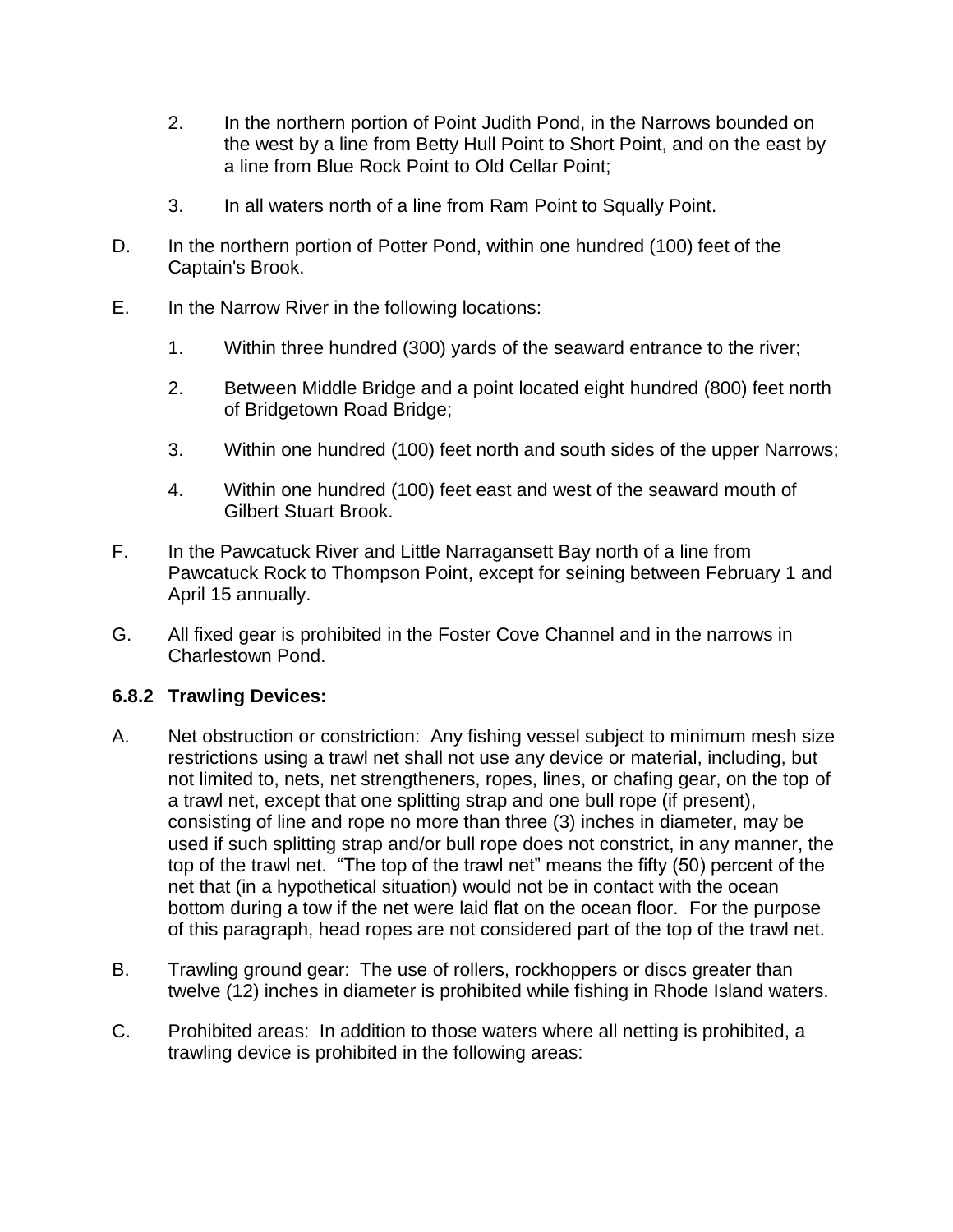2. In the northern portion of Point Judith Pond, in the Narrows bounded on the west by a line from Betty Hull Point to Short Point, and on the east by a line from Blue Rock Point to Old Cellar Point;

3. In all waters north of a line from Ram Point to Squally Point.

D. In the northern portion of Potter Pond, within one hundred (100) feet of the Captain's Brook.

E. In the Narrow River in the following locations:

1. Within three hundred (300) yards of the seaward entrance to the river;

2. Between Middle Bridge and a point located eight hundred (800) feet north of Bridgetown Road Bridge;

3. Within one hundred (100) feet north and south sides of the upper Narrows;

4. Within one hundred (100) feet east and west of the seaward mouth of Gilbert Stuart Brook.

F. In the Pawcatuck River and Little Narragansett Bay north of a line from Pawcatuck Rock to Thompson Point, except for seining between February 1 and April 15 annually.

G. All fixed gear is prohibited in the Foster Cove Channel and in the narrows in Charlestown Pond.

### 6.8.2 Trawling Devices:

A. Net obstruction or constriction: Any fishing vessel subject to minimum mesh size restrictions using a trawl net shall not use any device or material, including, but not limited to, nets, net strengtheners, ropes, lines, or chafing gear, on the top of a trawl net, except that one splitting strap and one bull rope (if present), consisting of line and rope no more than three (3) inches in diameter, may be used if such splitting strap and/or bull rope does not constrict, in any manner, the top of the trawl net. "The top of the trawl net" means the fifty (50) percent of the net that (in a hypothetical situation) would not be in contact with the ocean bottom during a tow if the net were laid flat on the ocean floor. For the purpose of this paragraph, head ropes are not considered part of the top of the trawl net.

B. Trawling ground gear: The use of rollers, rockhoppers or discs greater than twelve (12) inches in diameter is prohibited while fishing in Rhode Island waters.

C. Prohibited areas: In addition to those waters where all netting is prohibited, a trawling device is prohibited in the following areas: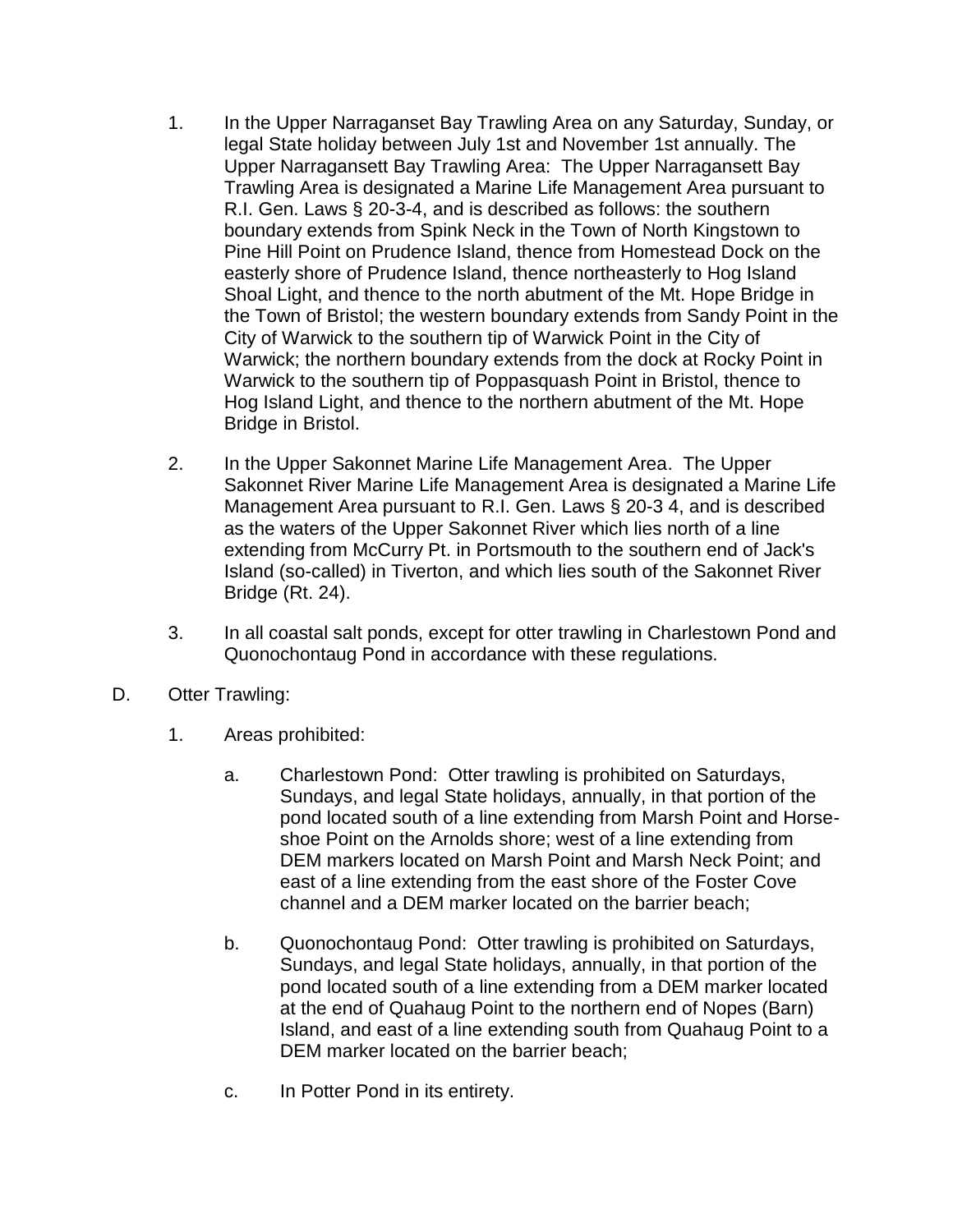1. In the Upper Narraganset Bay Trawling Area on any Saturday, Sunday, or legal State holiday between July 1st and November 1st annually. The Upper Narragansett Bay Trawling Area: The Upper Narragansett Bay Trawling Area is designated a Marine Life Management Area pursuant to R.I. Gen. Laws § 20-3-4, and is described as follows: the southern boundary extends from Spink Neck in the Town of North Kingstown to Pine Hill Point on Prudence Island, thence from Homestead Dock on the easterly shore of Prudence Island, thence northeasterly to Hog Island Shoal Light, and thence to the north abutment of the Mt. Hope Bridge in the Town of Bristol; the western boundary extends from Sandy Point in the City of Warwick to the southern tip of Warwick Point in the City of Warwick; the northern boundary extends from the dock at Rocky Point in Warwick to the southern tip of Poppasquash Point in Bristol, thence to Hog Island Light, and thence to the northern abutment of the Mt. Hope Bridge in Bristol.

2. In the Upper Sakonnet Marine Life Management Area. The Upper Sakonnet River Marine Life Management Area is designated a Marine Life Management Area pursuant to R.I. Gen. Laws § 20-3 4, and is described as the waters of the Upper Sakonnet River which lies north of a line extending from McCurry Pt. in Portsmouth to the southern end of Jack's Island (so-called) in Tiverton, and which lies south of the Sakonnet River Bridge (Rt. 24).

3. In all coastal salt ponds, except for otter trawling in Charlestown Pond and Quonochontaug Pond in accordance with these regulations.

D. Otter Trawling:

1. Areas prohibited:

   a. Charlestown Pond: Otter trawling is prohibited on Saturdays, Sundays, and legal State holidays, annually, in that portion of the pond located south of a line extending from Marsh Point and Horse-shoe Point on the Arnolds shore; west of a line extending from DEM markers located on Marsh Point and Marsh Neck Point; and east of a line extending from the east shore of the Foster Cove channel and a DEM marker located on the barrier beach;

   b. Quonochontaug Pond: Otter trawling is prohibited on Saturdays, Sundays, and legal State holidays, annually, in that portion of the pond located south of a line extending from a DEM marker located at the end of Quahaug Point to the northern end of Nopes (Barn) Island, and east of a line extending south from Quahaug Point to a DEM marker located on the barrier beach;

   c. In Potter Pond in its entirety.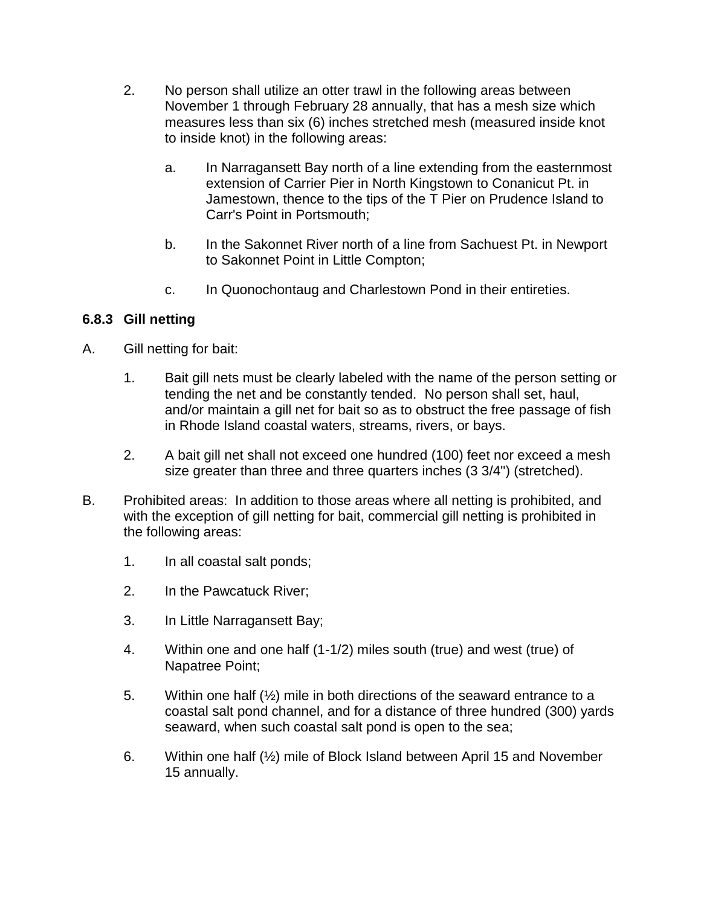2. No person shall utilize an otter trawl in the following areas between November 1 through February 28 annually, that has a mesh size which measures less than six (6) inches stretched mesh (measured inside knot to inside knot) in the following areas:

   a. In Narragansett Bay north of a line extending from the easternmost extension of Carrier Pier in North Kingstown to Conanicut Pt. in Jamestown, thence to the tips of the T Pier on Prudence Island to Carr's Point in Portsmouth;

   b. In the Sakonnet River north of a line from Sachuest Pt. in Newport to Sakonnet Point in Little Compton;

   c. In Quonochontaug and Charlestown Pond in their entireties.

### 6.8.3 Gill netting

A. Gill netting for bait:

   1. Bait gill nets must be clearly labeled with the name of the person setting or tending the net and be constantly tended. No person shall set, haul, and/or maintain a gill net for bait so as to obstruct the free passage of fish in Rhode Island coastal waters, streams, rivers, or bays.

   2. A bait gill net shall not exceed one hundred (100) feet nor exceed a mesh size greater than three and three quarters inches (3 3/4") (stretched).

B. Prohibited areas: In addition to those areas where all netting is prohibited, and with the exception of gill netting for bait, commercial gill netting is prohibited in the following areas:

   1. In all coastal salt ponds;

   2. In the Pawcatuck River;

   3. In Little Narragansett Bay;

   4. Within one and one half (1-1/2) miles south (true) and west (true) of Napatree Point;

   5. Within one half (½) mile in both directions of the seaward entrance to a coastal salt pond channel, and for a distance of three hundred (300) yards seaward, when such coastal salt pond is open to the sea;

   6. Within one half (½) mile of Block Island between April 15 and November 15 annually.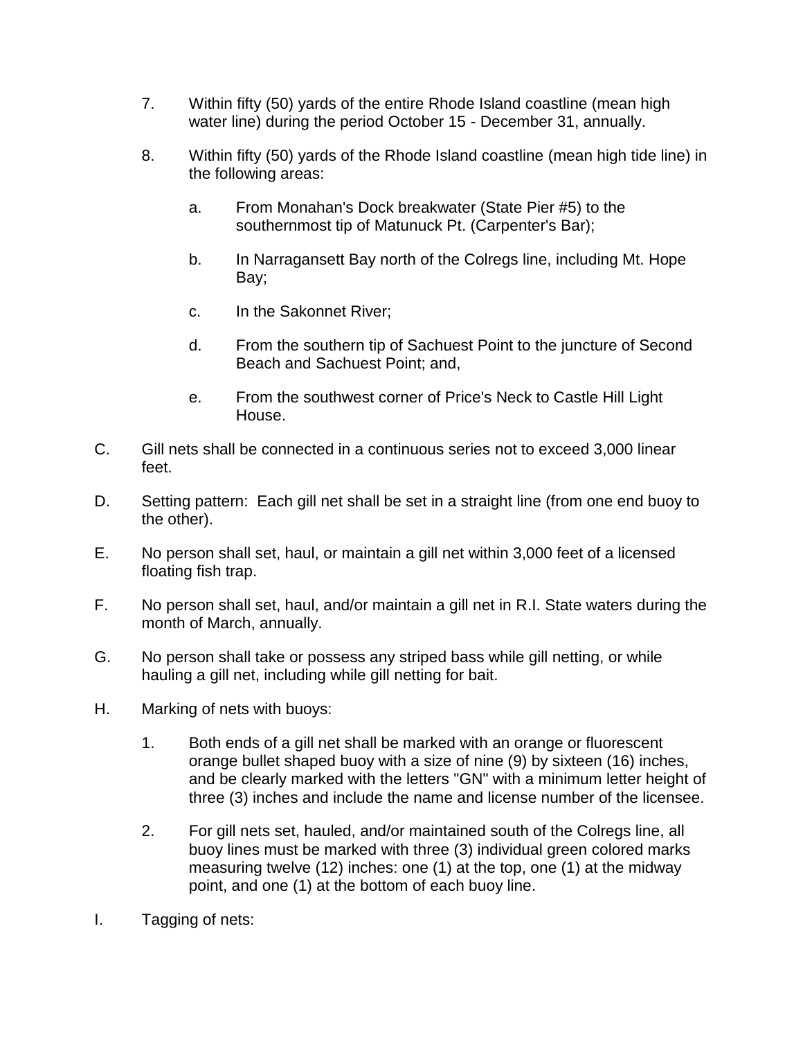7. Within fifty (50) yards of the entire Rhode Island coastline (mean high water line) during the period October 15 - December 31, annually.

8. Within fifty (50) yards of the Rhode Island coastline (mean high tide line) in the following areas:

   a. From Monahan's Dock breakwater (State Pier #5) to the southernmost tip of Matunuck Pt. (Carpenter's Bar);

   b. In Narragansett Bay north of the Colregs line, including Mt. Hope Bay;

   c. In the Sakonnet River;

   d. From the southern tip of Sachuest Point to the juncture of Second Beach and Sachuest Point; and,

   e. From the southwest corner of Price's Neck to Castle Hill Light House.

C. Gill nets shall be connected in a continuous series not to exceed 3,000 linear feet.

D. Setting pattern: Each gill net shall be set in a straight line (from one end buoy to the other).

E. No person shall set, haul, or maintain a gill net within 3,000 feet of a licensed floating fish trap.

F. No person shall set, haul, and/or maintain a gill net in R.I. State waters during the month of March, annually.

G. No person shall take or possess any striped bass while gill netting, or while hauling a gill net, including while gill netting for bait.

H. Marking of nets with buoys:

   1. Both ends of a gill net shall be marked with an orange or fluorescent orange bullet shaped buoy with a size of nine (9) by sixteen (16) inches, and be clearly marked with the letters "GN" with a minimum letter height of three (3) inches and include the name and license number of the licensee.

   2. For gill nets set, hauled, and/or maintained south of the Colregs line, all buoy lines must be marked with three (3) individual green colored marks measuring twelve (12) inches: one (1) at the top, one (1) at the midway point, and one (1) at the bottom of each buoy line.

I. Tagging of nets: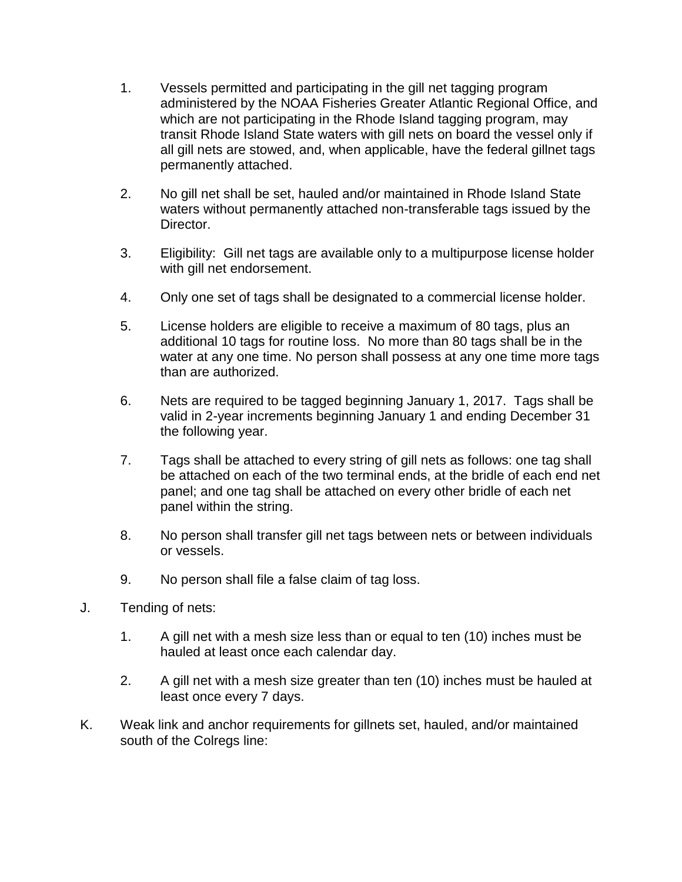1. Vessels permitted and participating in the gill net tagging program administered by the NOAA Fisheries Greater Atlantic Regional Office, and which are not participating in the Rhode Island tagging program, may transit Rhode Island State waters with gill nets on board the vessel only if all gill nets are stowed, and, when applicable, have the federal gillnet tags permanently attached.

2. No gill net shall be set, hauled and/or maintained in Rhode Island State waters without permanently attached non-transferable tags issued by the Director.

3. Eligibility: Gill net tags are available only to a multipurpose license holder with gill net endorsement.

4. Only one set of tags shall be designated to a commercial license holder.

5. License holders are eligible to receive a maximum of 80 tags, plus an additional 10 tags for routine loss. No more than 80 tags shall be in the water at any one time. No person shall possess at any one time more tags than are authorized.

6. Nets are required to be tagged beginning January 1, 2017. Tags shall be valid in 2-year increments beginning January 1 and ending December 31 the following year.

7. Tags shall be attached to every string of gill nets as follows: one tag shall be attached on each of the two terminal ends, at the bridle of each end net panel; and one tag shall be attached on every other bridle of each net panel within the string.

8. No person shall transfer gill net tags between nets or between individuals or vessels.

9. No person shall file a false claim of tag loss.

J. Tending of nets:

   1. A gill net with a mesh size less than or equal to ten (10) inches must be hauled at least once each calendar day.

   2. A gill net with a mesh size greater than ten (10) inches must be hauled at least once every 7 days.

K. Weak link and anchor requirements for gillnets set, hauled, and/or maintained south of the Colregs line: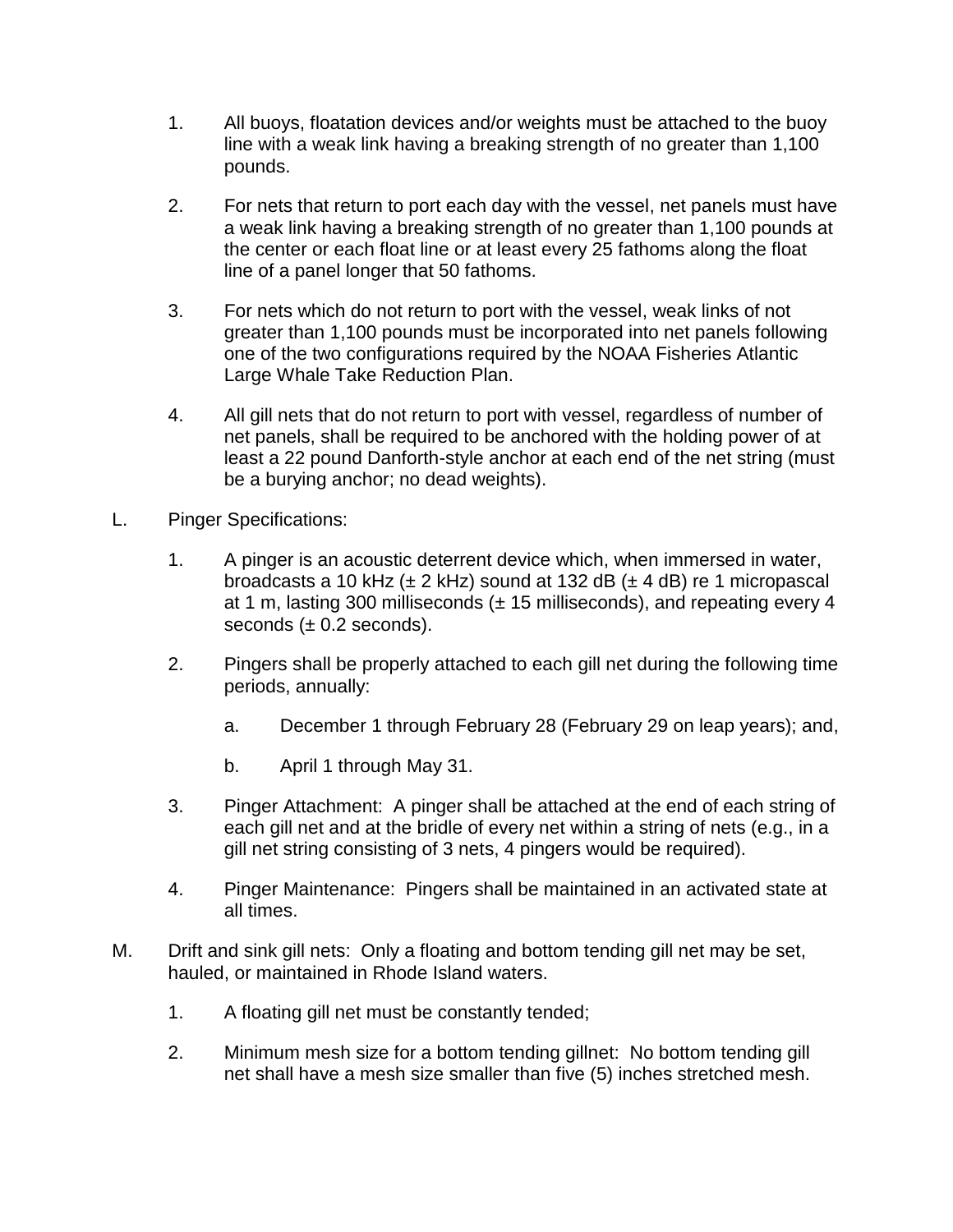1. All buoys, floatation devices and/or weights must be attached to the buoy line with a weak link having a breaking strength of no greater than 1,100 pounds.

2. For nets that return to port each day with the vessel, net panels must have a weak link having a breaking strength of no greater than 1,100 pounds at the center or each float line or at least every 25 fathoms along the float line of a panel longer that 50 fathoms.

3. For nets which do not return to port with the vessel, weak links of not greater than 1,100 pounds must be incorporated into net panels following one of the two configurations required by the NOAA Fisheries Atlantic Large Whale Take Reduction Plan.

4. All gill nets that do not return to port with vessel, regardless of number of net panels, shall be required to be anchored with the holding power of at least a 22 pound Danforth-style anchor at each end of the net string (must be a burying anchor; no dead weights).

L. Pinger Specifications:

   1. A pinger is an acoustic deterrent device which, when immersed in water, broadcasts a 10 kHz (± 2 kHz) sound at 132 dB (± 4 dB) re 1 micropascal at 1 m, lasting 300 milliseconds (± 15 milliseconds), and repeating every 4 seconds (± 0.2 seconds).

   2. Pingers shall be properly attached to each gill net during the following time periods, annually:

      a. December 1 through February 28 (February 29 on leap years); and,

      b. April 1 through May 31.

   3. Pinger Attachment: A pinger shall be attached at the end of each string of each gill net and at the bridle of every net within a string of nets (e.g., in a gill net string consisting of 3 nets, 4 pingers would be required).

   4. Pinger Maintenance: Pingers shall be maintained in an activated state at all times.

M. Drift and sink gill nets: Only a floating and bottom tending gill net may be set, hauled, or maintained in Rhode Island waters.

   1. A floating gill net must be constantly tended;

   2. Minimum mesh size for a bottom tending gillnet: No bottom tending gill net shall have a mesh size smaller than five (5) inches stretched mesh.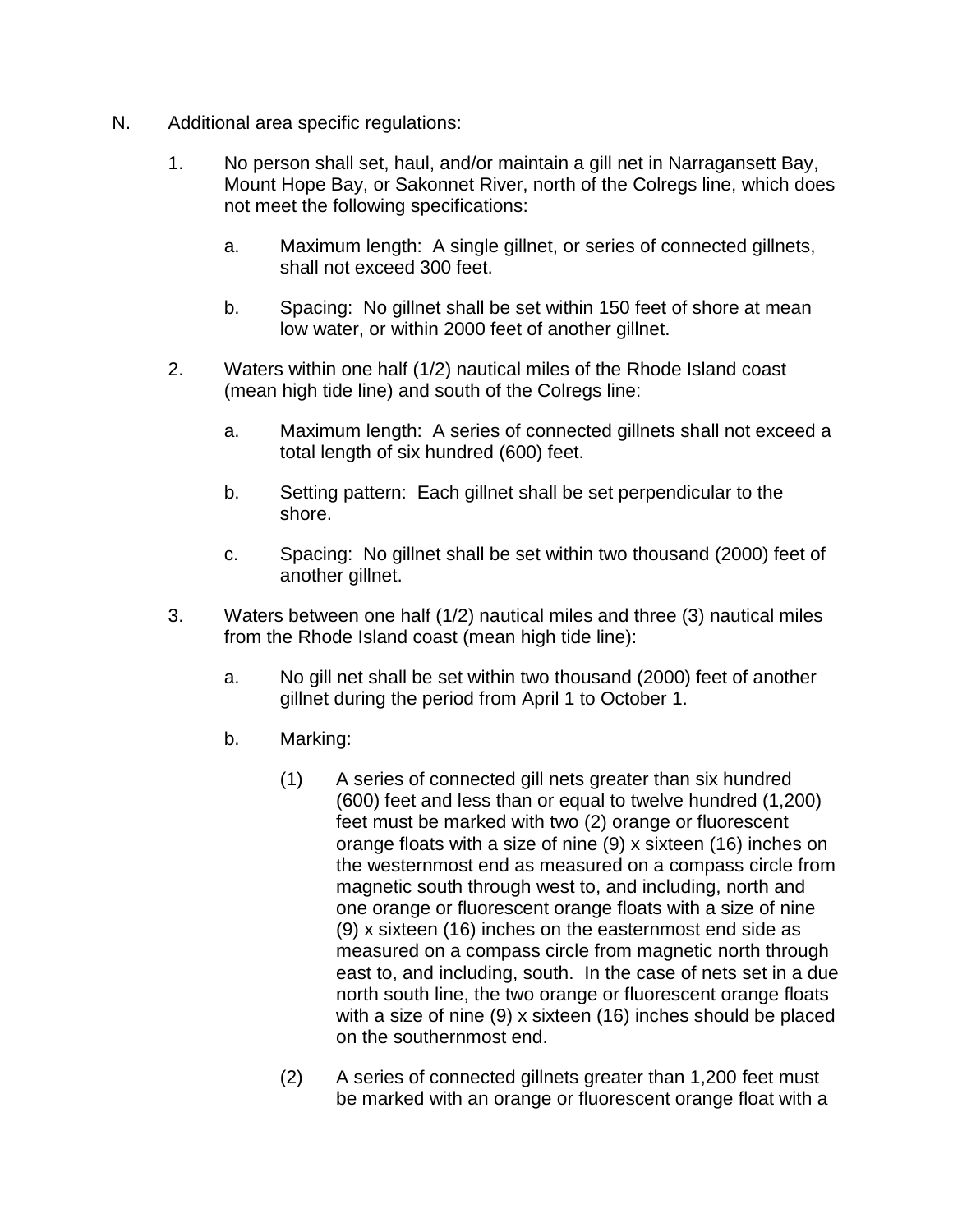N. Additional area specific regulations:

1. No person shall set, haul, and/or maintain a gill net in Narragansett Bay, Mount Hope Bay, or Sakonnet River, north of the Colregs line, which does not meet the following specifications:

   a. Maximum length: A single gillnet, or series of connected gillnets, shall not exceed 300 feet.

   b. Spacing: No gillnet shall be set within 150 feet of shore at mean low water, or within 2000 feet of another gillnet.

2. Waters within one half (1/2) nautical miles of the Rhode Island coast (mean high tide line) and south of the Colregs line:

   a. Maximum length: A series of connected gillnets shall not exceed a total length of six hundred (600) feet.

   b. Setting pattern: Each gillnet shall be set perpendicular to the shore.

   c. Spacing: No gillnet shall be set within two thousand (2000) feet of another gillnet.

3. Waters between one half (1/2) nautical miles and three (3) nautical miles from the Rhode Island coast (mean high tide line):

   a. No gill net shall be set within two thousand (2000) feet of another gillnet during the period from April 1 to October 1.

   b. Marking:

      (1) A series of connected gill nets greater than six hundred (600) feet and less than or equal to twelve hundred (1,200) feet must be marked with two (2) orange or fluorescent orange floats with a size of nine (9) x sixteen (16) inches on the westernmost end as measured on a compass circle from magnetic south through west to, and including, north and one orange or fluorescent orange floats with a size of nine (9) x sixteen (16) inches on the easternmost end side as measured on a compass circle from magnetic north through east to, and including, south. In the case of nets set in a due north south line, the two orange or fluorescent orange floats with a size of nine (9) x sixteen (16) inches should be placed on the southernmost end.

      (2) A series of connected gillnets greater than 1,200 feet must be marked with an orange or fluorescent orange float with a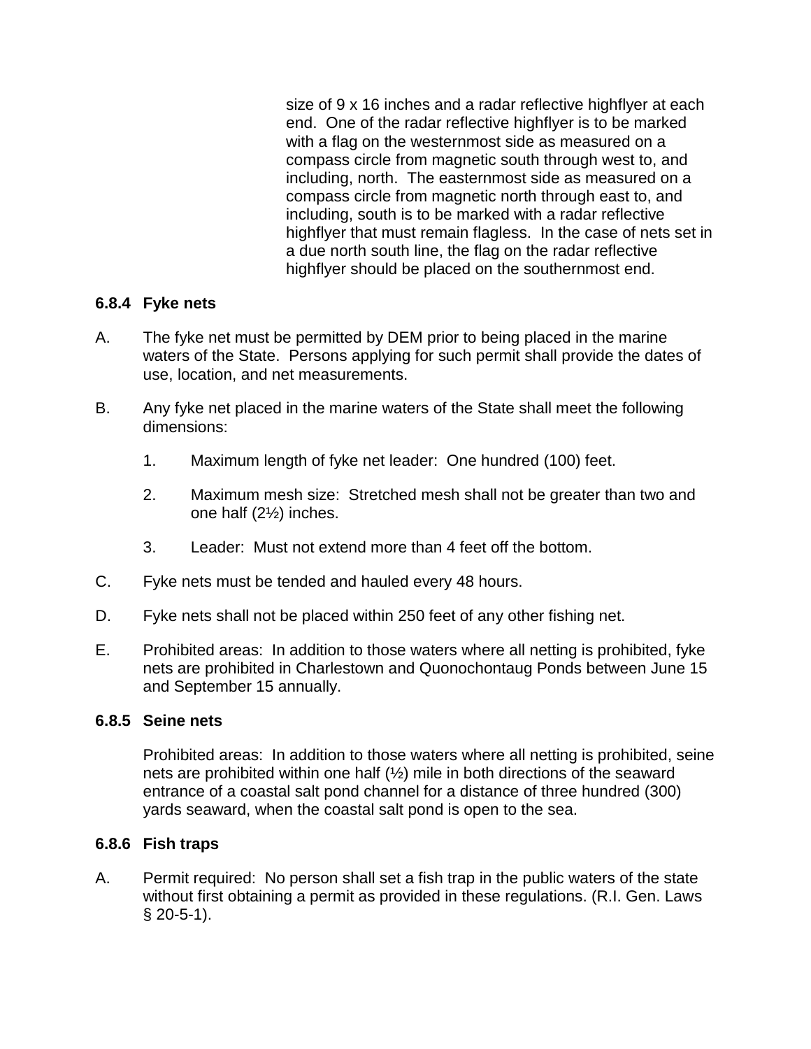size of 9 x 16 inches and a radar reflective highflyer at each end. One of the radar reflective highflyer is to be marked with a flag on the westernmost side as measured on a compass circle from magnetic south through west to, and including, north. The easternmost side as measured on a compass circle from magnetic north through east to, and including, south is to be marked with a radar reflective highflyer that must remain flagless. In the case of nets set in a due north south line, the flag on the radar reflective highflyer should be placed on the southernmost end.

### 6.8.4 Fyke nets

A. The fyke net must be permitted by DEM prior to being placed in the marine waters of the State. Persons applying for such permit shall provide the dates of use, location, and net measurements.

B. Any fyke net placed in the marine waters of the State shall meet the following dimensions:

   1. Maximum length of fyke net leader: One hundred (100) feet.

   2. Maximum mesh size: Stretched mesh shall not be greater than two and one half (2½) inches.

   3. Leader: Must not extend more than 4 feet off the bottom.

C. Fyke nets must be tended and hauled every 48 hours.

D. Fyke nets shall not be placed within 250 feet of any other fishing net.

E. Prohibited areas: In addition to those waters where all netting is prohibited, fyke nets are prohibited in Charlestown and Quonochontaug Ponds between June 15 and September 15 annually.

### 6.8.5 Seine nets

Prohibited areas: In addition to those waters where all netting is prohibited, seine nets are prohibited within one half (½) mile in both directions of the seaward entrance of a coastal salt pond channel for a distance of three hundred (300) yards seaward, when the coastal salt pond is open to the sea.

### 6.8.6 Fish traps

A. Permit required: No person shall set a fish trap in the public waters of the state without first obtaining a permit as provided in these regulations. (R.I. Gen. Laws § 20-5-1).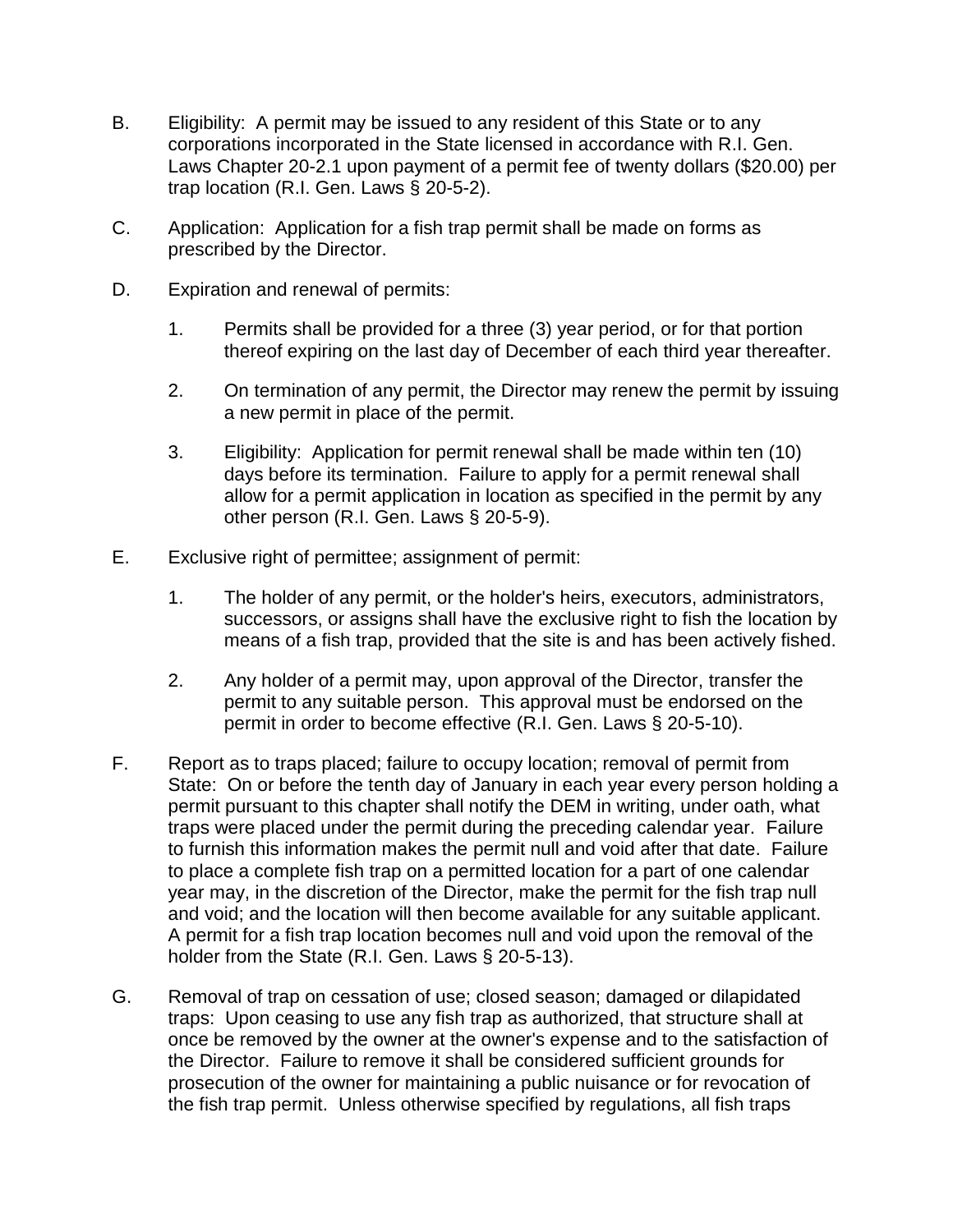B. Eligibility: A permit may be issued to any resident of this State or to any corporations incorporated in the State licensed in accordance with R.I. Gen. Laws Chapter 20-2.1 upon payment of a permit fee of twenty dollars ($20.00) per trap location (R.I. Gen. Laws § 20-5-2).

C. Application: Application for a fish trap permit shall be made on forms as prescribed by the Director.

D. Expiration and renewal of permits:

1. Permits shall be provided for a three (3) year period, or for that portion thereof expiring on the last day of December of each third year thereafter.

2. On termination of any permit, the Director may renew the permit by issuing a new permit in place of the permit.

3. Eligibility: Application for permit renewal shall be made within ten (10) days before its termination. Failure to apply for a permit renewal shall allow for a permit application in location as specified in the permit by any other person (R.I. Gen. Laws § 20-5-9).

E. Exclusive right of permittee; assignment of permit:

1. The holder of any permit, or the holder's heirs, executors, administrators, successors, or assigns shall have the exclusive right to fish the location by means of a fish trap, provided that the site is and has been actively fished.

2. Any holder of a permit may, upon approval of the Director, transfer the permit to any suitable person. This approval must be endorsed on the permit in order to become effective (R.I. Gen. Laws § 20-5-10).

F. Report as to traps placed; failure to occupy location; removal of permit from State: On or before the tenth day of January in each year every person holding a permit pursuant to this chapter shall notify the DEM in writing, under oath, what traps were placed under the permit during the preceding calendar year. Failure to furnish this information makes the permit null and void after that date. Failure to place a complete fish trap on a permitted location for a part of one calendar year may, in the discretion of the Director, make the permit for the fish trap null and void; and the location will then become available for any suitable applicant. A permit for a fish trap location becomes null and void upon the removal of the holder from the State (R.I. Gen. Laws § 20-5-13).

G. Removal of trap on cessation of use; closed season; damaged or dilapidated traps: Upon ceasing to use any fish trap as authorized, that structure shall at once be removed by the owner at the owner's expense and to the satisfaction of the Director. Failure to remove it shall be considered sufficient grounds for prosecution of the owner for maintaining a public nuisance or for revocation of the fish trap permit. Unless otherwise specified by regulations, all fish traps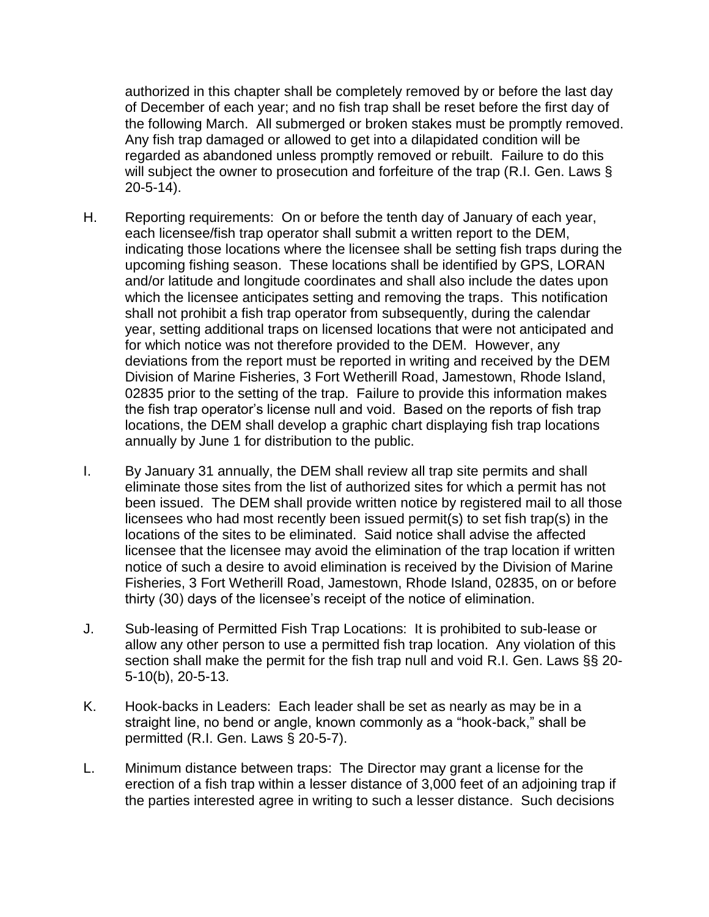authorized in this chapter shall be completely removed by or before the last day of December of each year; and no fish trap shall be reset before the first day of the following March. All submerged or broken stakes must be promptly removed. Any fish trap damaged or allowed to get into a dilapidated condition will be regarded as abandoned unless promptly removed or rebuilt. Failure to do this will subject the owner to prosecution and forfeiture of the trap (R.I. Gen. Laws § 20-5-14).

H. Reporting requirements: On or before the tenth day of January of each year, each licensee/fish trap operator shall submit a written report to the DEM, indicating those locations where the licensee shall be setting fish traps during the upcoming fishing season. These locations shall be identified by GPS, LORAN and/or latitude and longitude coordinates and shall also include the dates upon which the licensee anticipates setting and removing the traps. This notification shall not prohibit a fish trap operator from subsequently, during the calendar year, setting additional traps on licensed locations that were not anticipated and for which notice was not therefore provided to the DEM. However, any deviations from the report must be reported in writing and received by the DEM Division of Marine Fisheries, 3 Fort Wetherill Road, Jamestown, Rhode Island, 02835 prior to the setting of the trap. Failure to provide this information makes the fish trap operator's license null and void. Based on the reports of fish trap locations, the DEM shall develop a graphic chart displaying fish trap locations annually by June 1 for distribution to the public.

I. By January 31 annually, the DEM shall review all trap site permits and shall eliminate those sites from the list of authorized sites for which a permit has not been issued. The DEM shall provide written notice by registered mail to all those licensees who had most recently been issued permit(s) to set fish trap(s) in the locations of the sites to be eliminated. Said notice shall advise the affected licensee that the licensee may avoid the elimination of the trap location if written notice of such a desire to avoid elimination is received by the Division of Marine Fisheries, 3 Fort Wetherill Road, Jamestown, Rhode Island, 02835, on or before thirty (30) days of the licensee's receipt of the notice of elimination.

J. Sub-leasing of Permitted Fish Trap Locations: It is prohibited to sub-lease or allow any other person to use a permitted fish trap location. Any violation of this section shall make the permit for the fish trap null and void R.I. Gen. Laws §§ 20-5-10(b), 20-5-13.

K. Hook-backs in Leaders: Each leader shall be set as nearly as may be in a straight line, no bend or angle, known commonly as a "hook-back," shall be permitted (R.I. Gen. Laws § 20-5-7).

L. Minimum distance between traps: The Director may grant a license for the erection of a fish trap within a lesser distance of 3,000 feet of an adjoining trap if the parties interested agree in writing to such a lesser distance. Such decisions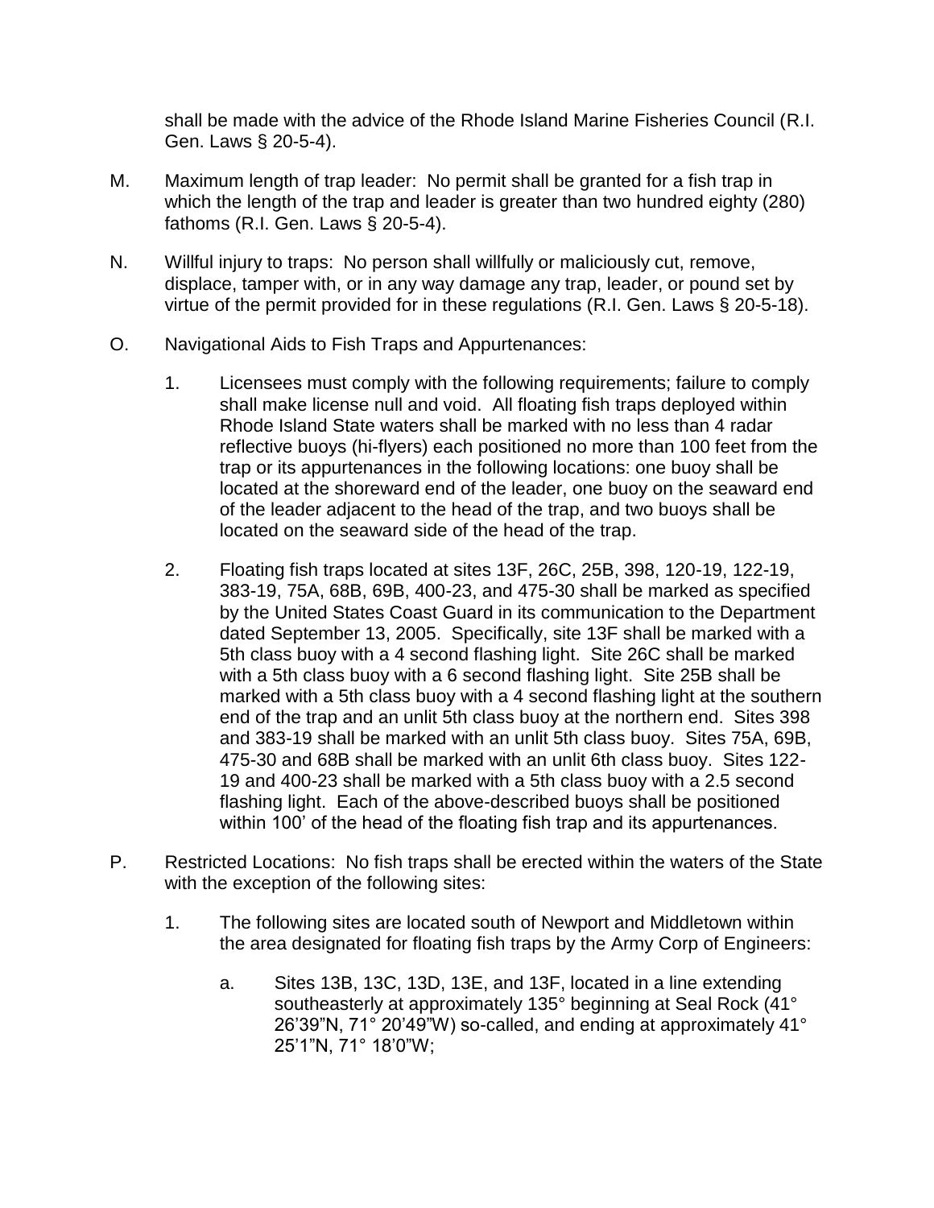shall be made with the advice of the Rhode Island Marine Fisheries Council (R.I. Gen. Laws § 20-5-4).

M. Maximum length of trap leader: No permit shall be granted for a fish trap in which the length of the trap and leader is greater than two hundred eighty (280) fathoms (R.I. Gen. Laws § 20-5-4).

N. Willful injury to traps: No person shall willfully or maliciously cut, remove, displace, tamper with, or in any way damage any trap, leader, or pound set by virtue of the permit provided for in these regulations (R.I. Gen. Laws § 20-5-18).

O. Navigational Aids to Fish Traps and Appurtenances:

1. Licensees must comply with the following requirements; failure to comply shall make license null and void. All floating fish traps deployed within Rhode Island State waters shall be marked with no less than 4 radar reflective buoys (hi-flyers) each positioned no more than 100 feet from the trap or its appurtenances in the following locations: one buoy shall be located at the shoreward end of the leader, one buoy on the seaward end of the leader adjacent to the head of the trap, and two buoys shall be located on the seaward side of the head of the trap.

2. Floating fish traps located at sites 13F, 26C, 25B, 398, 120-19, 122-19, 383-19, 75A, 68B, 69B, 400-23, and 475-30 shall be marked as specified by the United States Coast Guard in its communication to the Department dated September 13, 2005. Specifically, site 13F shall be marked with a 5th class buoy with a 4 second flashing light. Site 26C shall be marked with a 5th class buoy with a 6 second flashing light. Site 25B shall be marked with a 5th class buoy with a 4 second flashing light at the southern end of the trap and an unlit 5th class buoy at the northern end. Sites 398 and 383-19 shall be marked with an unlit 5th class buoy. Sites 75A, 69B, 475-30 and 68B shall be marked with an unlit 6th class buoy. Sites 122-19 and 400-23 shall be marked with a 5th class buoy with a 2.5 second flashing light. Each of the above-described buoys shall be positioned within 100' of the head of the floating fish trap and its appurtenances.

P. Restricted Locations: No fish traps shall be erected within the waters of the State with the exception of the following sites:

1. The following sites are located south of Newport and Middletown within the area designated for floating fish traps by the Army Corp of Engineers:

   a. Sites 13B, 13C, 13D, 13E, and 13F, located in a line extending southeasterly at approximately 135° beginning at Seal Rock (41° 26'39"N, 71° 20'49"W) so-called, and ending at approximately 41° 25'1"N, 71° 18'0"W;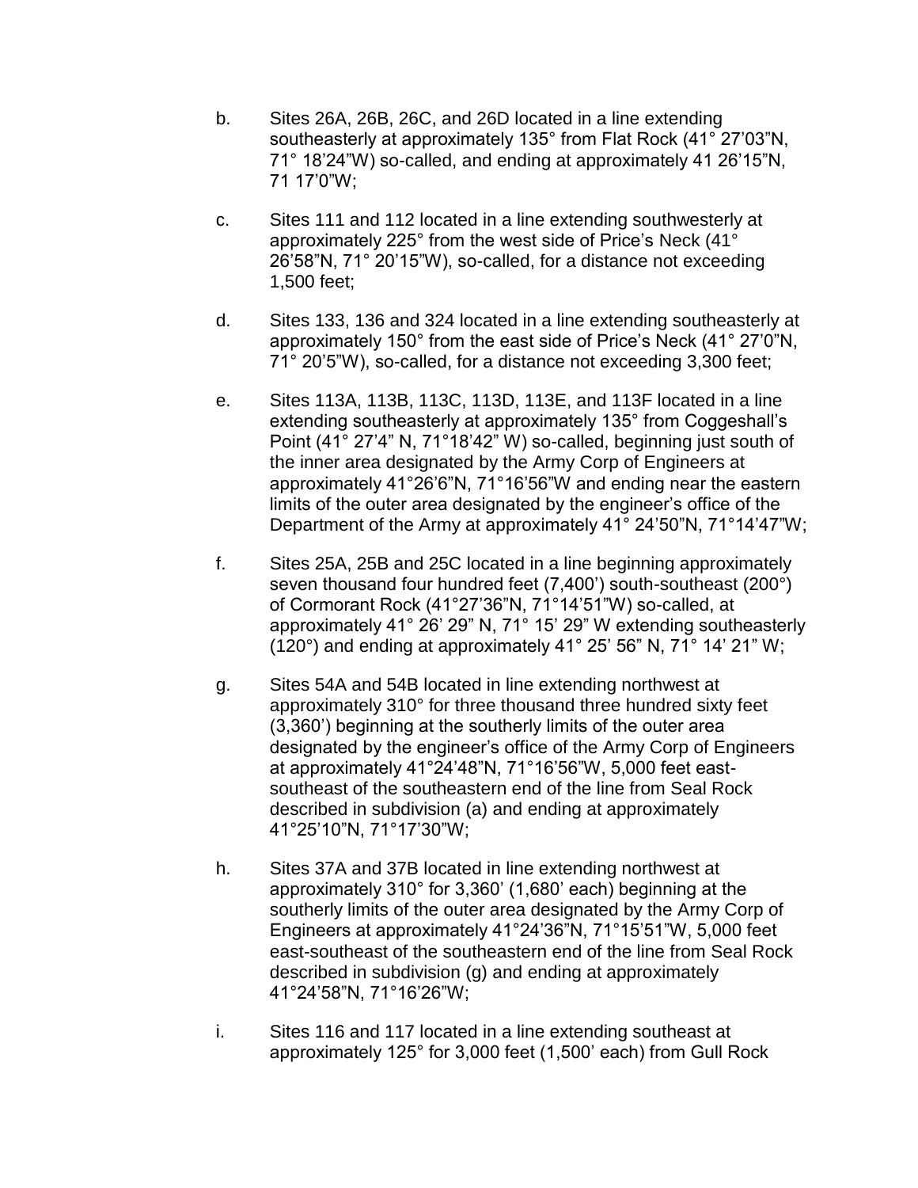b. Sites 26A, 26B, 26C, and 26D located in a line extending southeasterly at approximately 135° from Flat Rock (41° 27’03”N, 71° 18’24”W) so-called, and ending at approximately 41 26’15”N, 71 17’0”W;

c. Sites 111 and 112 located in a line extending southwesterly at approximately 225° from the west side of Price’s Neck (41° 26’58”N, 71° 20’15”W), so-called, for a distance not exceeding 1,500 feet;

d. Sites 133, 136 and 324 located in a line extending southeasterly at approximately 150° from the east side of Price’s Neck (41° 27’0”N, 71° 20’5”W), so-called, for a distance not exceeding 3,300 feet;

e. Sites 113A, 113B, 113C, 113D, 113E, and 113F located in a line extending southeasterly at approximately 135° from Coggeshall’s Point (41° 27’4” N, 71°18’42” W) so-called, beginning just south of the inner area designated by the Army Corp of Engineers at approximately 41°26’6”N, 71°16’56”W and ending near the eastern limits of the outer area designated by the engineer’s office of the Department of the Army at approximately 41° 24’50”N, 71°14’47”W;

f. Sites 25A, 25B and 25C located in a line beginning approximately seven thousand four hundred feet (7,400’) south-southeast (200°) of Cormorant Rock (41°27’36”N, 71°14’51”W) so-called, at approximately 41° 26’ 29” N, 71° 15’ 29” W extending southeasterly (120°) and ending at approximately 41° 25’ 56” N, 71° 14’ 21” W;

g. Sites 54A and 54B located in line extending northwest at approximately 310° for three thousand three hundred sixty feet (3,360’) beginning at the southerly limits of the outer area designated by the engineer’s office of the Army Corp of Engineers at approximately 41°24’48”N, 71°16’56”W, 5,000 feet east-southeast of the southeastern end of the line from Seal Rock described in subdivision (a) and ending at approximately 41°25’10”N, 71°17’30”W;

h. Sites 37A and 37B located in line extending northwest at approximately 310° for 3,360’ (1,680’ each) beginning at the southerly limits of the outer area designated by the Army Corp of Engineers at approximately 41°24’36”N, 71°15’51”W, 5,000 feet east-southeast of the southeastern end of the line from Seal Rock described in subdivision (g) and ending at approximately 41°24’58”N, 71°16’26”W;

i. Sites 116 and 117 located in a line extending southeast at approximately 125° for 3,000 feet (1,500’ each) from Gull Rock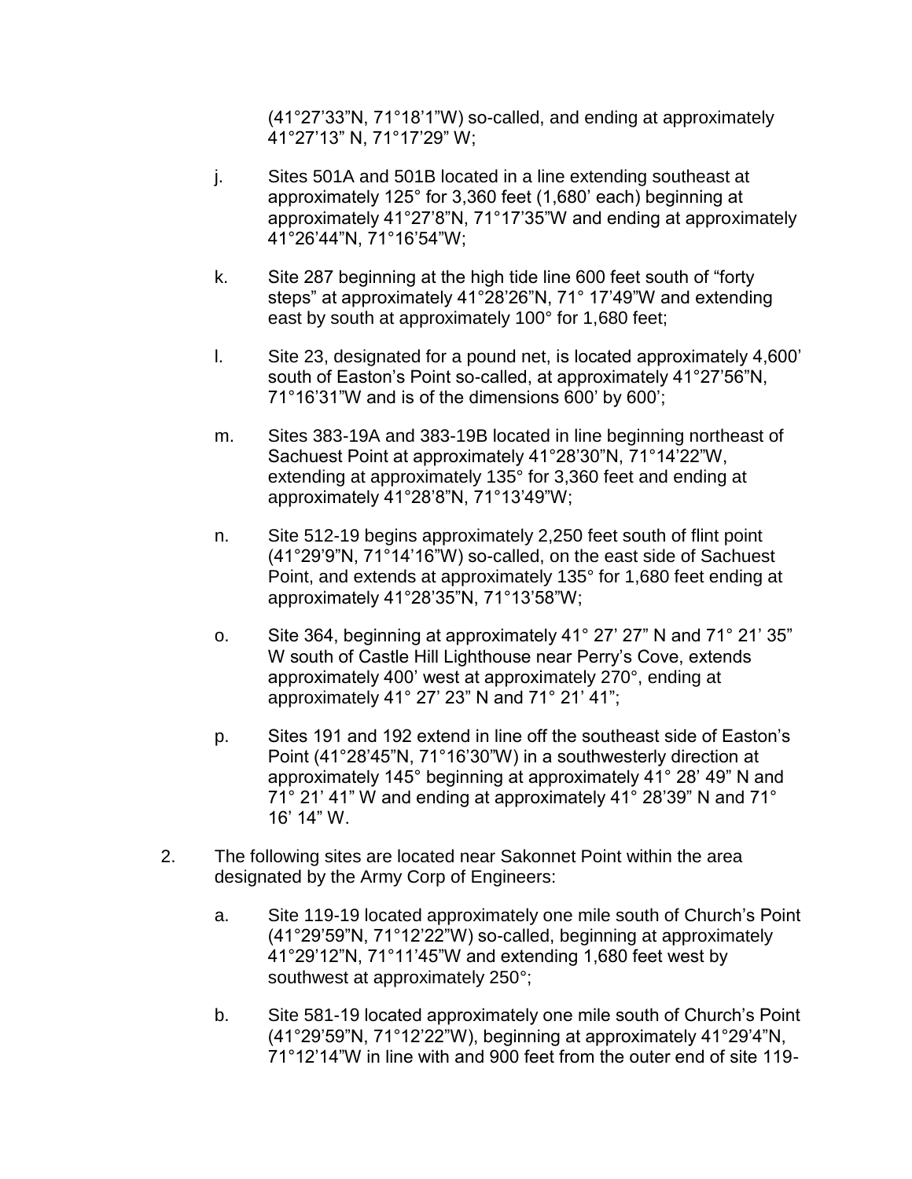(41°27'33"N, 71°18'1"W) so-called, and ending at approximately 41°27'13" N, 71°17'29" W;

j. Sites 501A and 501B located in a line extending southeast at approximately 125° for 3,360 feet (1,680' each) beginning at approximately 41°27'8"N, 71°17'35"W and ending at approximately 41°26'44"N, 71°16'54"W;

k. Site 287 beginning at the high tide line 600 feet south of "forty steps" at approximately 41°28'26"N, 71° 17'49"W and extending east by south at approximately 100° for 1,680 feet;

l. Site 23, designated for a pound net, is located approximately 4,600' south of Easton's Point so-called, at approximately 41°27'56"N, 71°16'31"W and is of the dimensions 600' by 600';

m. Sites 383-19A and 383-19B located in line beginning northeast of Sachuest Point at approximately 41°28'30"N, 71°14'22"W, extending at approximately 135° for 3,360 feet and ending at approximately 41°28'8"N, 71°13'49"W;

n. Site 512-19 begins approximately 2,250 feet south of flint point (41°29'9"N, 71°14'16"W) so-called, on the east side of Sachuest Point, and extends at approximately 135° for 1,680 feet ending at approximately 41°28'35"N, 71°13'58"W;

o. Site 364, beginning at approximately 41° 27' 27" N and 71° 21' 35" W south of Castle Hill Lighthouse near Perry's Cove, extends approximately 400' west at approximately 270°, ending at approximately 41° 27' 23" N and 71° 21' 41";

p. Sites 191 and 192 extend in line off the southeast side of Easton's Point (41°28'45"N, 71°16'30"W) in a southwesterly direction at approximately 145° beginning at approximately 41° 28' 49" N and 71° 21' 41" W and ending at approximately 41° 28'39" N and 71° 16' 14" W.

2. The following sites are located near Sakonnet Point within the area designated by the Army Corp of Engineers:

   a. Site 119-19 located approximately one mile south of Church's Point (41°29'59"N, 71°12'22"W) so-called, beginning at approximately 41°29'12"N, 71°11'45"W and extending 1,680 feet west by southwest at approximately 250°;

   b. Site 581-19 located approximately one mile south of Church's Point (41°29'59"N, 71°12'22"W), beginning at approximately 41°29'4"N, 71°12'14"W in line with and 900 feet from the outer end of site 119-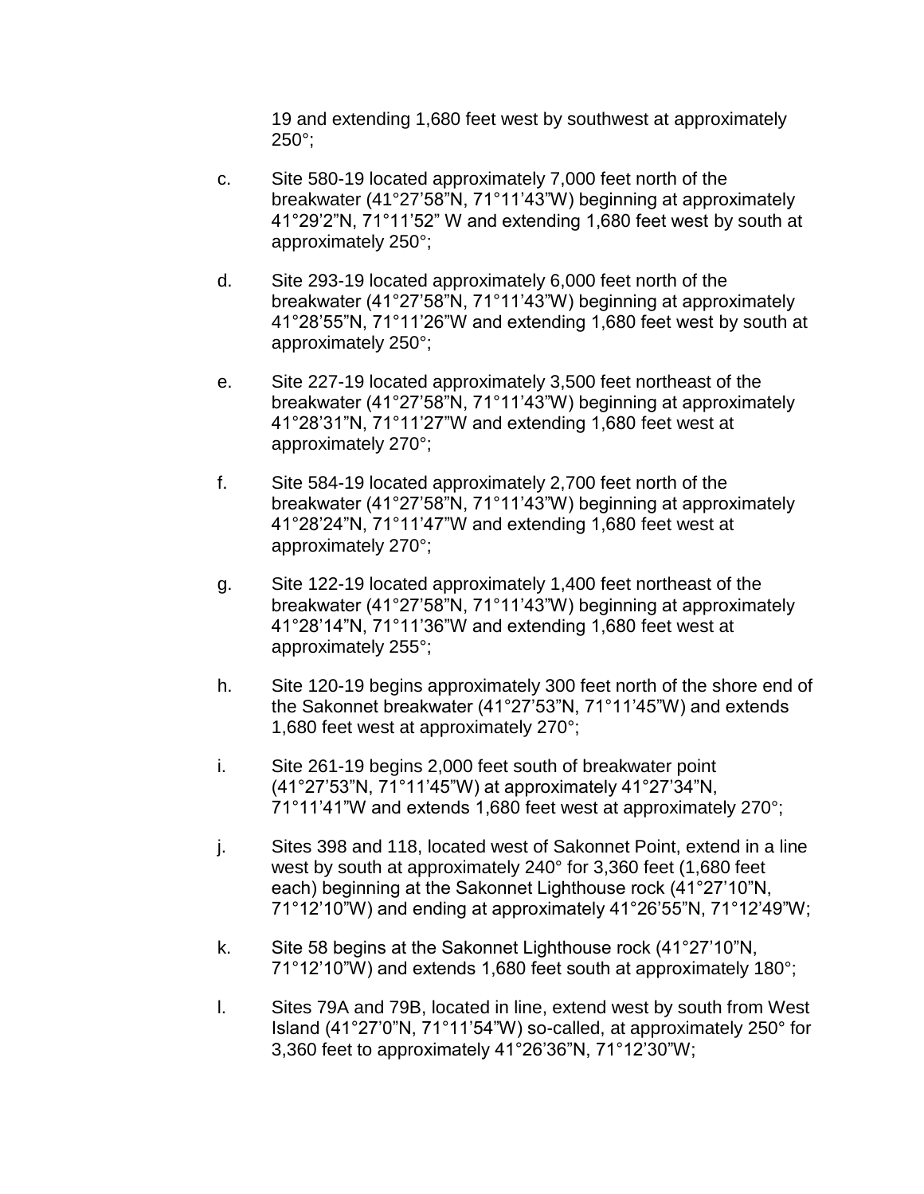19 and extending 1,680 feet west by southwest at approximately 250°;

c. Site 580-19 located approximately 7,000 feet north of the breakwater (41°27'58"N, 71°11'43"W) beginning at approximately 41°29'2"N, 71°11'52" W and extending 1,680 feet west by south at approximately 250°;

d. Site 293-19 located approximately 6,000 feet north of the breakwater (41°27'58"N, 71°11'43"W) beginning at approximately 41°28'55"N, 71°11'26"W and extending 1,680 feet west by south at approximately 250°;

e. Site 227-19 located approximately 3,500 feet northeast of the breakwater (41°27'58"N, 71°11'43"W) beginning at approximately 41°28'31"N, 71°11'27"W and extending 1,680 feet west at approximately 270°;

f. Site 584-19 located approximately 2,700 feet north of the breakwater (41°27'58"N, 71°11'43"W) beginning at approximately 41°28'24"N, 71°11'47"W and extending 1,680 feet west at approximately 270°;

g. Site 122-19 located approximately 1,400 feet northeast of the breakwater (41°27'58"N, 71°11'43"W) beginning at approximately 41°28'14"N, 71°11'36"W and extending 1,680 feet west at approximately 255°;

h. Site 120-19 begins approximately 300 feet north of the shore end of the Sakonnet breakwater (41°27'53"N, 71°11'45"W) and extends 1,680 feet west at approximately 270°;

i. Site 261-19 begins 2,000 feet south of breakwater point (41°27'53"N, 71°11'45"W) at approximately 41°27'34"N, 71°11'41"W and extends 1,680 feet west at approximately 270°;

j. Sites 398 and 118, located west of Sakonnet Point, extend in a line west by south at approximately 240° for 3,360 feet (1,680 feet each) beginning at the Sakonnet Lighthouse rock (41°27'10"N, 71°12'10"W) and ending at approximately 41°26'55"N, 71°12'49"W;

k. Site 58 begins at the Sakonnet Lighthouse rock (41°27'10"N, 71°12'10"W) and extends 1,680 feet south at approximately 180°;

l. Sites 79A and 79B, located in line, extend west by south from West Island (41°27'0"N, 71°11'54"W) so-called, at approximately 250° for 3,360 feet to approximately 41°26'36"N, 71°12'30"W;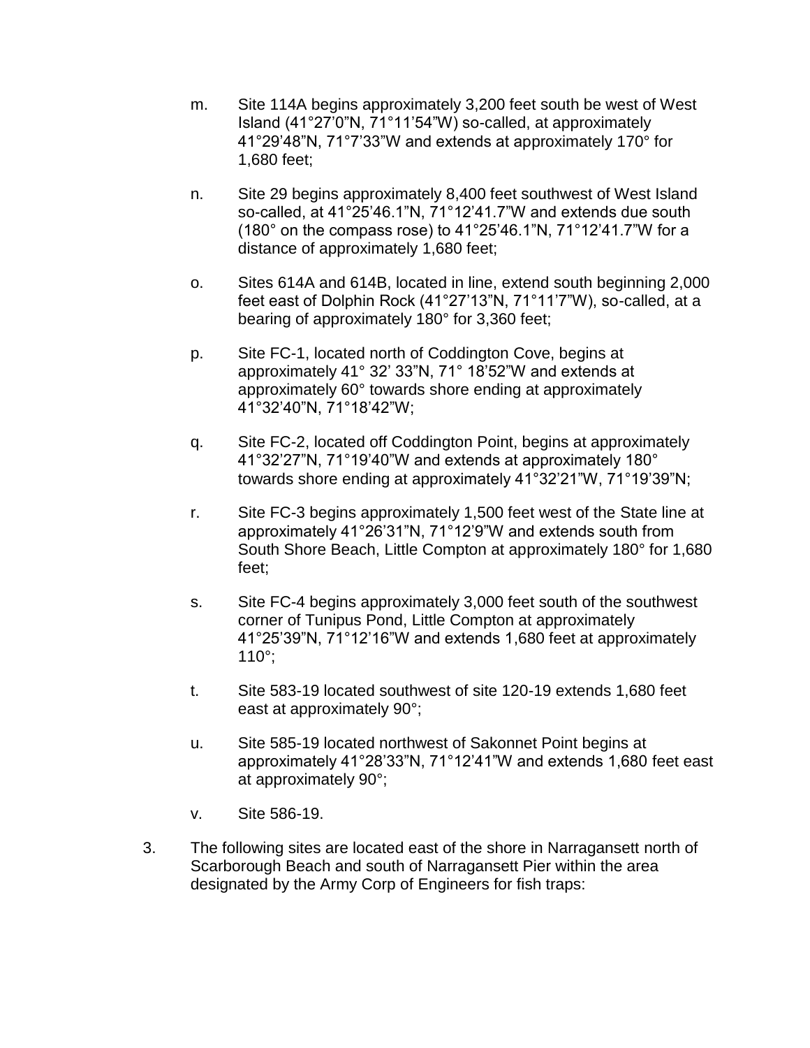m. Site 114A begins approximately 3,200 feet south be west of West Island (41°27'0"N, 71°11'54"W) so-called, at approximately 41°29'48"N, 71°7'33"W and extends at approximately 170° for 1,680 feet;

n. Site 29 begins approximately 8,400 feet southwest of West Island so-called, at 41°25'46.1"N, 71°12'41.7"W and extends due south (180° on the compass rose) to 41°25'46.1"N, 71°12'41.7"W for a distance of approximately 1,680 feet;

o. Sites 614A and 614B, located in line, extend south beginning 2,000 feet east of Dolphin Rock (41°27'13"N, 71°11'7"W), so-called, at a bearing of approximately 180° for 3,360 feet;

p. Site FC-1, located north of Coddington Cove, begins at approximately 41° 32' 33"N, 71° 18'52"W and extends at approximately 60° towards shore ending at approximately 41°32'40"N, 71°18'42"W;

q. Site FC-2, located off Coddington Point, begins at approximately 41°32'27"N, 71°19'40"W and extends at approximately 180° towards shore ending at approximately 41°32'21"W, 71°19'39"N;

r. Site FC-3 begins approximately 1,500 feet west of the State line at approximately 41°26'31"N, 71°12'9"W and extends south from South Shore Beach, Little Compton at approximately 180° for 1,680 feet;

s. Site FC-4 begins approximately 3,000 feet south of the southwest corner of Tunipus Pond, Little Compton at approximately 41°25'39"N, 71°12'16"W and extends 1,680 feet at approximately 110°;

t. Site 583-19 located southwest of site 120-19 extends 1,680 feet east at approximately 90°;

u. Site 585-19 located northwest of Sakonnet Point begins at approximately 41°28'33"N, 71°12'41"W and extends 1,680 feet east at approximately 90°;

v. Site 586-19.

3. The following sites are located east of the shore in Narragansett north of Scarborough Beach and south of Narragansett Pier within the area designated by the Army Corp of Engineers for fish traps: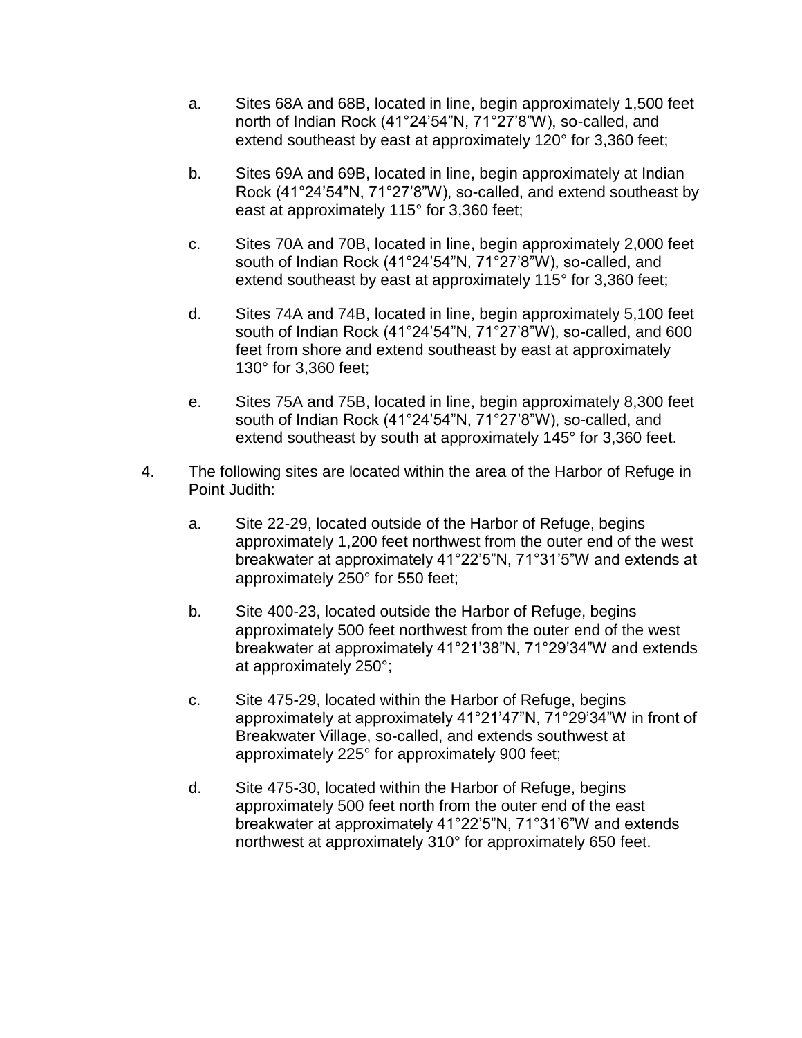a. Sites 68A and 68B, located in line, begin approximately 1,500 feet north of Indian Rock (41°24'54"N, 71°27'8"W), so-called, and extend southeast by east at approximately 120° for 3,360 feet;

b. Sites 69A and 69B, located in line, begin approximately at Indian Rock (41°24'54"N, 71°27'8"W), so-called, and extend southeast by east at approximately 115° for 3,360 feet;

c. Sites 70A and 70B, located in line, begin approximately 2,000 feet south of Indian Rock (41°24'54"N, 71°27'8"W), so-called, and extend southeast by east at approximately 115° for 3,360 feet;

d. Sites 74A and 74B, located in line, begin approximately 5,100 feet south of Indian Rock (41°24'54"N, 71°27'8"W), so-called, and 600 feet from shore and extend southeast by east at approximately 130° for 3,360 feet;

e. Sites 75A and 75B, located in line, begin approximately 8,300 feet south of Indian Rock (41°24'54"N, 71°27'8"W), so-called, and extend southeast by south at approximately 145° for 3,360 feet.

4. The following sites are located within the area of the Harbor of Refuge in Point Judith:

a. Site 22-29, located outside of the Harbor of Refuge, begins approximately 1,200 feet northwest from the outer end of the west breakwater at approximately 41°22'5"N, 71°31'5"W and extends at approximately 250° for 550 feet;

b. Site 400-23, located outside the Harbor of Refuge, begins approximately 500 feet northwest from the outer end of the west breakwater at approximately 41°21'38"N, 71°29'34"W and extends at approximately 250°;

c. Site 475-29, located within the Harbor of Refuge, begins approximately at approximately 41°21'47"N, 71°29'34"W in front of Breakwater Village, so-called, and extends southwest at approximately 225° for approximately 900 feet;

d. Site 475-30, located within the Harbor of Refuge, begins approximately 500 feet north from the outer end of the east breakwater at approximately 41°22'5"N, 71°31'6"W and extends northwest at approximately 310° for approximately 650 feet.